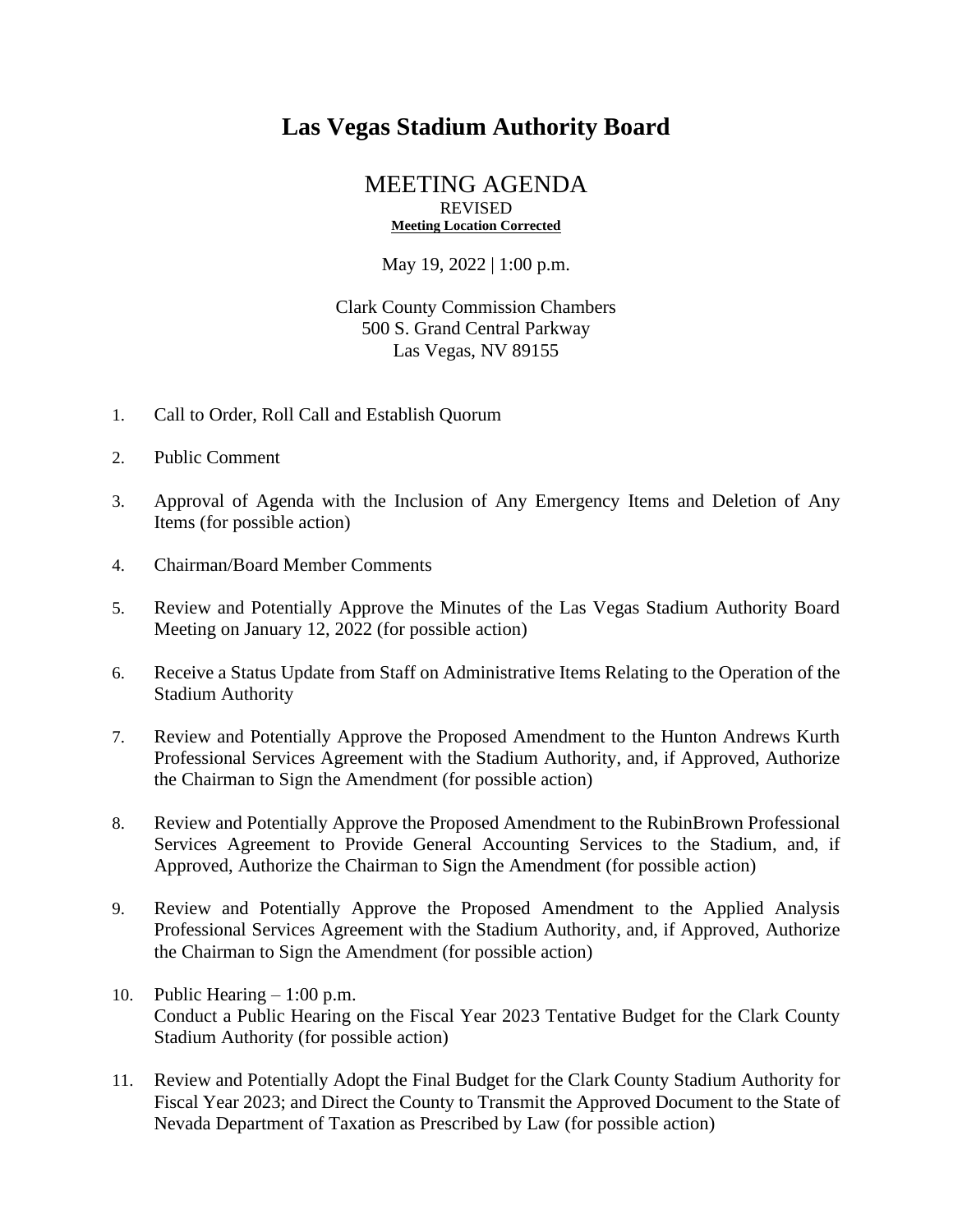# Las Vegas Stadium Authority Board

## MEETING AGENDA

REVISED
**Meeting Location Corrected**

May 19, 2022 | 1:00 p.m.

Clark County Commission Chambers
500 S. Grand Central Parkway
Las Vegas, NV 89155

1. Call to Order, Roll Call and Establish Quorum

2. Public Comment

3. Approval of Agenda with the Inclusion of Any Emergency Items and Deletion of Any Items (for possible action)

4. Chairman/Board Member Comments

5. Review and Potentially Approve the Minutes of the Las Vegas Stadium Authority Board Meeting on January 12, 2022 (for possible action)

6. Receive a Status Update from Staff on Administrative Items Relating to the Operation of the Stadium Authority

7. Review and Potentially Approve the Proposed Amendment to the Hunton Andrews Kurth Professional Services Agreement with the Stadium Authority, and, if Approved, Authorize the Chairman to Sign the Amendment (for possible action)

8. Review and Potentially Approve the Proposed Amendment to the RubinBrown Professional Services Agreement to Provide General Accounting Services to the Stadium, and, if Approved, Authorize the Chairman to Sign the Amendment (for possible action)

9. Review and Potentially Approve the Proposed Amendment to the Applied Analysis Professional Services Agreement with the Stadium Authority, and, if Approved, Authorize the Chairman to Sign the Amendment (for possible action)

10. Public Hearing – 1:00 p.m.
    Conduct a Public Hearing on the Fiscal Year 2023 Tentative Budget for the Clark County Stadium Authority (for possible action)

11. Review and Potentially Adopt the Final Budget for the Clark County Stadium Authority for Fiscal Year 2023; and Direct the County to Transmit the Approved Document to the State of Nevada Department of Taxation as Prescribed by Law (for possible action)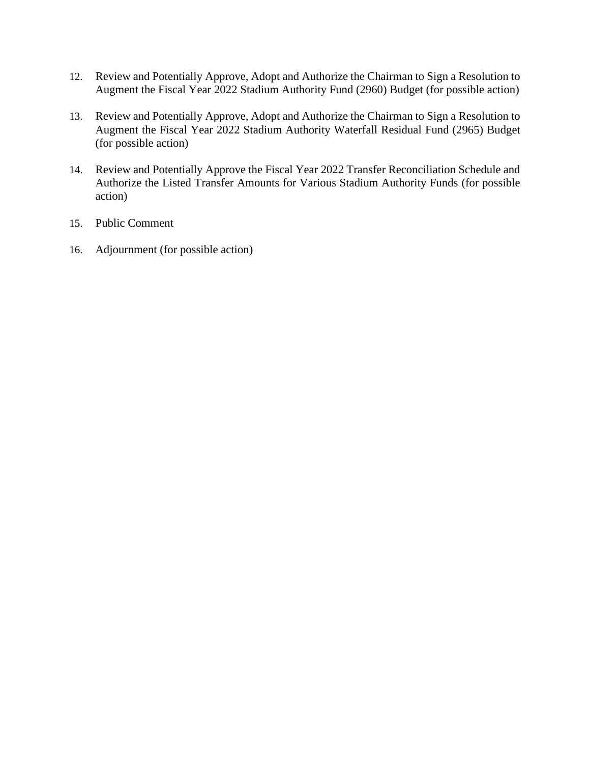12. Review and Potentially Approve, Adopt and Authorize the Chairman to Sign a Resolution to Augment the Fiscal Year 2022 Stadium Authority Fund (2960) Budget (for possible action)

13. Review and Potentially Approve, Adopt and Authorize the Chairman to Sign a Resolution to Augment the Fiscal Year 2022 Stadium Authority Waterfall Residual Fund (2965) Budget (for possible action)

14. Review and Potentially Approve the Fiscal Year 2022 Transfer Reconciliation Schedule and Authorize the Listed Transfer Amounts for Various Stadium Authority Funds (for possible action)

15. Public Comment

16. Adjournment (for possible action)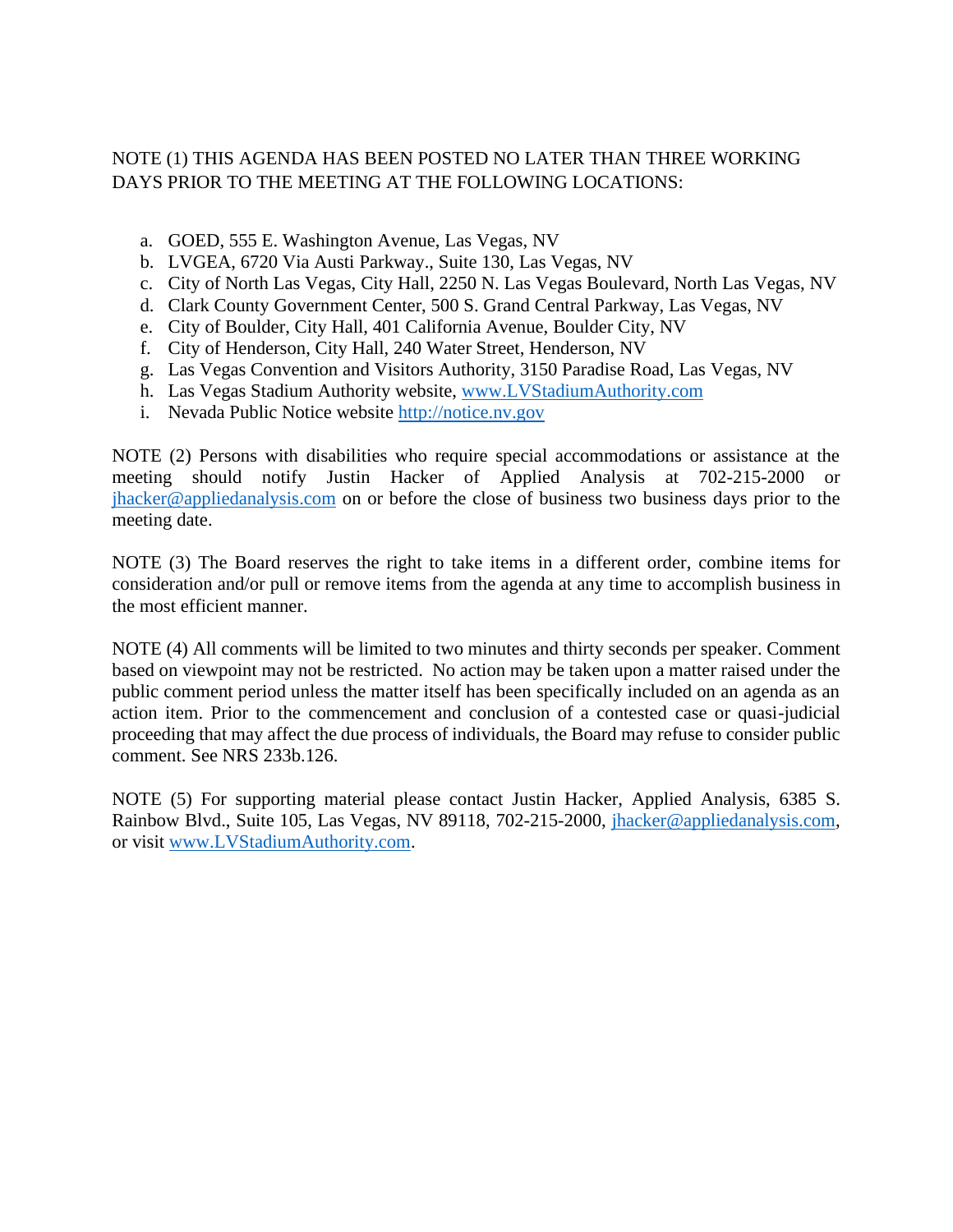NOTE (1) THIS AGENDA HAS BEEN POSTED NO LATER THAN THREE WORKING DAYS PRIOR TO THE MEETING AT THE FOLLOWING LOCATIONS:

a. GOED, 555 E. Washington Avenue, Las Vegas, NV
b. LVGEA, 6720 Via Austi Parkway., Suite 130, Las Vegas, NV
c. City of North Las Vegas, City Hall, 2250 N. Las Vegas Boulevard, North Las Vegas, NV
d. Clark County Government Center, 500 S. Grand Central Parkway, Las Vegas, NV
e. City of Boulder, City Hall, 401 California Avenue, Boulder City, NV
f. City of Henderson, City Hall, 240 Water Street, Henderson, NV
g. Las Vegas Convention and Visitors Authority, 3150 Paradise Road, Las Vegas, NV
h. Las Vegas Stadium Authority website, www.LVStadiumAuthority.com
i. Nevada Public Notice website http://notice.nv.gov

NOTE (2) Persons with disabilities who require special accommodations or assistance at the meeting should notify Justin Hacker of Applied Analysis at 702-215-2000 or jhacker@appliedanalysis.com on or before the close of business two business days prior to the meeting date.

NOTE (3) The Board reserves the right to take items in a different order, combine items for consideration and/or pull or remove items from the agenda at any time to accomplish business in the most efficient manner.

NOTE (4) All comments will be limited to two minutes and thirty seconds per speaker. Comment based on viewpoint may not be restricted. No action may be taken upon a matter raised under the public comment period unless the matter itself has been specifically included on an agenda as an action item. Prior to the commencement and conclusion of a contested case or quasi-judicial proceeding that may affect the due process of individuals, the Board may refuse to consider public comment. See NRS 233b.126.

NOTE (5) For supporting material please contact Justin Hacker, Applied Analysis, 6385 S. Rainbow Blvd., Suite 105, Las Vegas, NV 89118, 702-215-2000, jhacker@appliedanalysis.com, or visit www.LVStadiumAuthority.com.